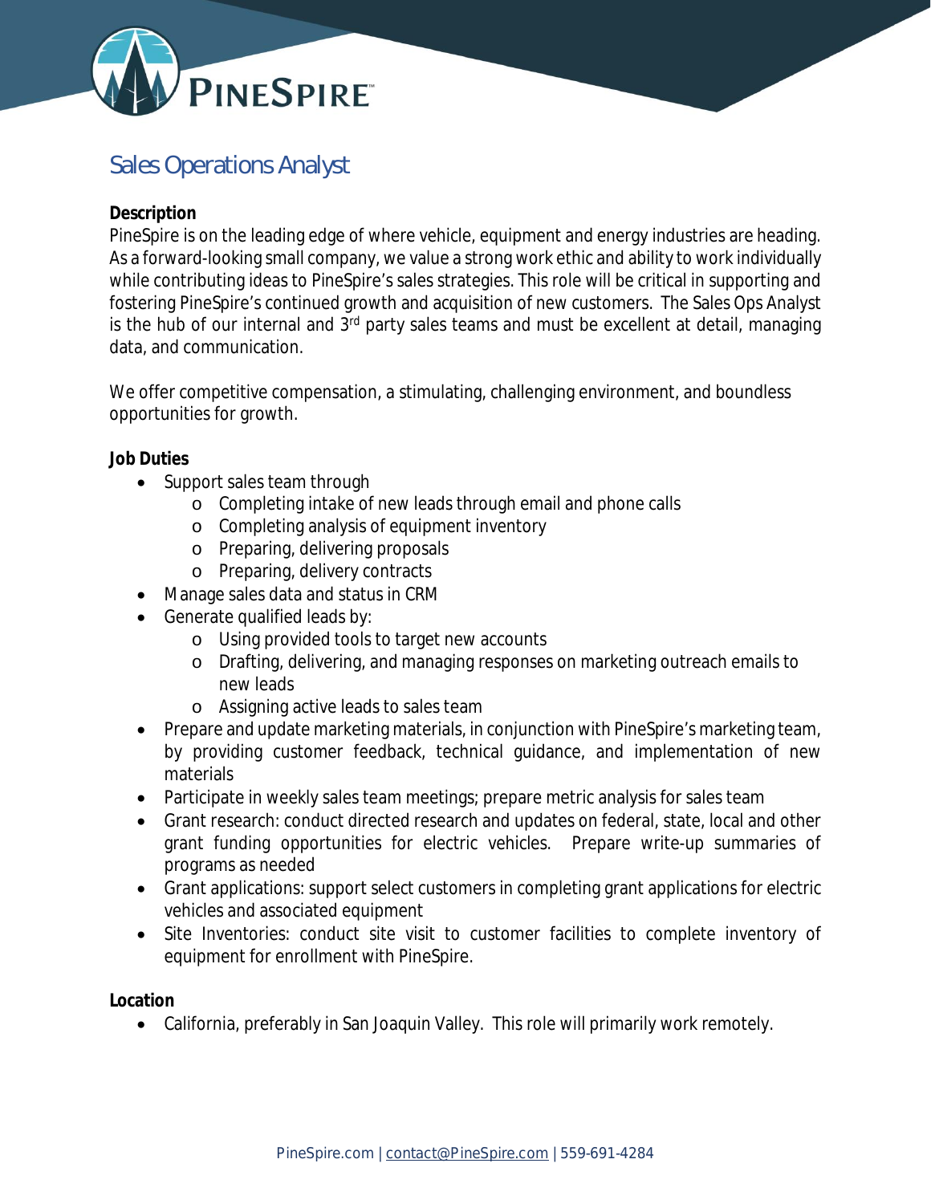PINESPIRE™

# Sales Operations Analyst

**Description**

PineSpire is on the leading edge of where vehicle, equipment and energy industries are heading. As a forward-looking small company, we value a strong work ethic and ability to work individually while contributing ideas to PineSpire's sales strategies. This role will be critical in supporting and fostering PineSpire's continued growth and acquisition of new customers. The Sales Ops Analyst is the hub of our internal and 3rd party sales teams and must be excellent at detail, managing data, and communication.

We offer competitive compensation, a stimulating, challenging environment, and boundless opportunities for growth.

**Job Duties**

- Support sales team through
  - Completing intake of new leads through email and phone calls
  - Completing analysis of equipment inventory
  - Preparing, delivering proposals
  - Preparing, delivery contracts
- Manage sales data and status in CRM
- Generate qualified leads by:
  - Using provided tools to target new accounts
  - Drafting, delivering, and managing responses on marketing outreach emails to new leads
  - Assigning active leads to sales team
- Prepare and update marketing materials, in conjunction with PineSpire's marketing team, by providing customer feedback, technical guidance, and implementation of new materials
- Participate in weekly sales team meetings; prepare metric analysis for sales team
- Grant research: conduct directed research and updates on federal, state, local and other grant funding opportunities for electric vehicles. Prepare write-up summaries of programs as needed
- Grant applications: support select customers in completing grant applications for electric vehicles and associated equipment
- Site Inventories: conduct site visit to customer facilities to complete inventory of equipment for enrollment with PineSpire.

**Location**

- California, preferably in San Joaquin Valley. This role will primarily work remotely.

PineSpire.com | contact@PineSpire.com | 559-691-4284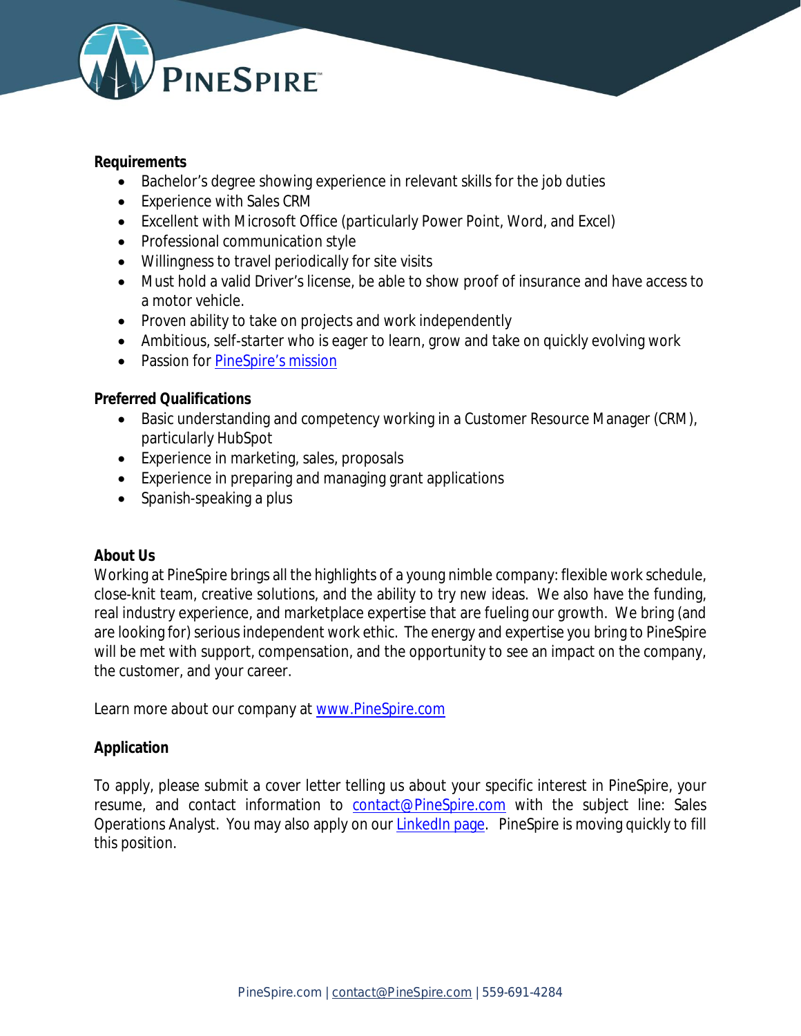**Requirements**

- Bachelor's degree showing experience in relevant skills for the job duties
- Experience with Sales CRM
- Excellent with Microsoft Office (particularly Power Point, Word, and Excel)
- Professional communication style
- Willingness to travel periodically for site visits
- Must hold a valid Driver's license, be able to show proof of insurance and have access to a motor vehicle.
- Proven ability to take on projects and work independently
- Ambitious, self-starter who is eager to learn, grow and take on quickly evolving work
- Passion for [PineSpire's mission]

**Preferred Qualifications**

- Basic understanding and competency working in a Customer Resource Manager (CRM), particularly HubSpot
- Experience in marketing, sales, proposals
- Experience in preparing and managing grant applications
- Spanish-speaking a plus

**About Us**

Working at PineSpire brings all the highlights of a young nimble company: flexible work schedule, close-knit team, creative solutions, and the ability to try new ideas. We also have the funding, real industry experience, and marketplace expertise that are fueling our growth. We bring (and are looking for) serious independent work ethic. The energy and expertise you bring to PineSpire will be met with support, compensation, and the opportunity to see an impact on the company, the customer, and your career.

Learn more about our company at www.PineSpire.com

**Application**

To apply, please submit a cover letter telling us about your specific interest in PineSpire, your resume, and contact information to contact@PineSpire.com with the subject line: Sales Operations Analyst. You may also apply on our LinkedIn page. PineSpire is moving quickly to fill this position.